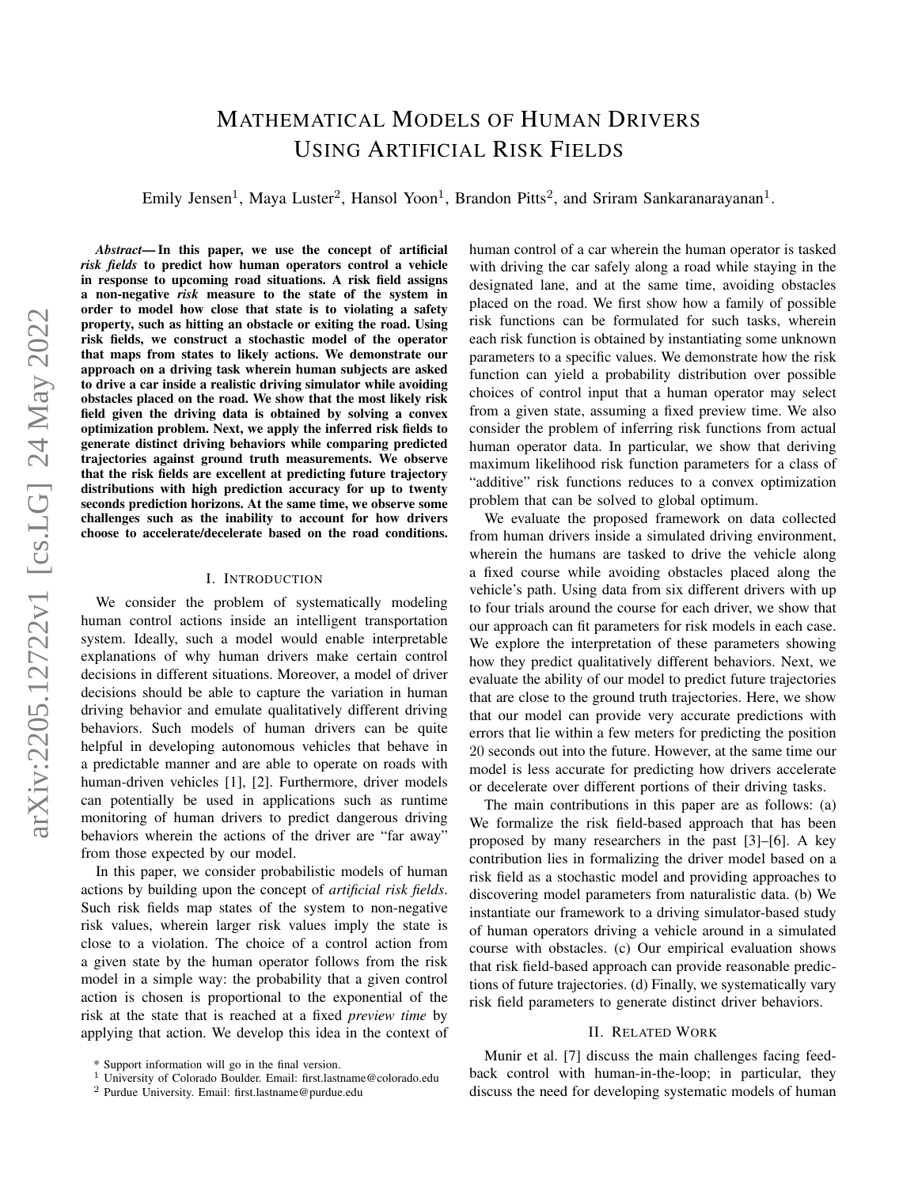# Mathematical Models of Human Drivers Using Artificial Risk Fields

Emily Jensen[1], Maya Luster[2], Hansol Yoon[1], Brandon Pitts[2], and Sriram Sankaranarayanan[1].

***Abstract*— In this paper, we use the concept of artificial *risk fields* to predict how human operators control a vehicle in response to upcoming road situations. A risk field assigns a non-negative *risk* measure to the state of the system in order to model how close that state is to violating a safety property, such as hitting an obstacle or exiting the road. Using risk fields, we construct a stochastic model of the operator that maps from states to likely actions. We demonstrate our approach on a driving task wherein human subjects are asked to drive a car inside a realistic driving simulator while avoiding obstacles placed on the road. We show that the most likely risk field given the driving data is obtained by solving a convex optimization problem. Next, we apply the inferred risk fields to generate distinct driving behaviors while comparing predicted trajectories against ground truth measurements. We observe that the risk fields are excellent at predicting future trajectory distributions with high prediction accuracy for up to twenty seconds prediction horizons. At the same time, we observe some challenges such as the inability to account for how drivers choose to accelerate/decelerate based on the road conditions.**

## I. Introduction

We consider the problem of systematically modeling human control actions inside an intelligent transportation system. Ideally, such a model would enable interpretable explanations of why human drivers make certain control decisions in different situations. Moreover, a model of driver decisions should be able to capture the variation in human driving behavior and emulate qualitatively different driving behaviors. Such models of human drivers can be quite helpful in developing autonomous vehicles that behave in a predictable manner and are able to operate on roads with human-driven vehicles [1], [2]. Furthermore, driver models can potentially be used in applications such as runtime monitoring of human drivers to predict dangerous driving behaviors wherein the actions of the driver are "far away" from those expected by our model.

In this paper, we consider probabilistic models of human actions by building upon the concept of *artificial risk fields*. Such risk fields map states of the system to non-negative risk values, wherein larger risk values imply the state is close to a violation. The choice of a control action from a given state by the human operator follows from the risk model in a simple way: the probability that a given control action is chosen is proportional to the exponential of the risk at the state that is reached at a fixed *preview time* by applying that action. We develop this idea in the context of human control of a car wherein the human operator is tasked with driving the car safely along a road while staying in the designated lane, and at the same time, avoiding obstacles placed on the road. We first show how a family of possible risk functions can be formulated for such tasks, wherein each risk function is obtained by instantiating some unknown parameters to a specific values. We demonstrate how the risk function can yield a probability distribution over possible choices of control input that a human operator may select from a given state, assuming a fixed preview time. We also consider the problem of inferring risk functions from actual human operator data. In particular, we show that deriving maximum likelihood risk function parameters for a class of "additive" risk functions reduces to a convex optimization problem that can be solved to global optimum.

We evaluate the proposed framework on data collected from human drivers inside a simulated driving environment, wherein the humans are tasked to drive the vehicle along a fixed course while avoiding obstacles placed along the vehicle's path. Using data from six different drivers with up to four trials around the course for each driver, we show that our approach can fit parameters for risk models in each case. We explore the interpretation of these parameters showing how they predict qualitatively different behaviors. Next, we evaluate the ability of our model to predict future trajectories that are close to the ground truth trajectories. Here, we show that our model can provide very accurate predictions with errors that lie within a few meters for predicting the position $20$ seconds out into the future. However, at the same time our model is less accurate for predicting how drivers accelerate or decelerate over different portions of their driving tasks.

The main contributions in this paper are as follows: (a) We formalize the risk field-based approach that has been proposed by many researchers in the past [3]–[6]. A key contribution lies in formalizing the driver model based on a risk field as a stochastic model and providing approaches to discovering model parameters from naturalistic data. (b) We instantiate our framework to a driving simulator-based study of human operators driving a vehicle around in a simulated course with obstacles. (c) Our empirical evaluation shows that risk field-based approach can provide reasonable predictions of future trajectories. (d) Finally, we systematically vary risk field parameters to generate distinct driver behaviors.

## II. Related Work

Munir et al. [7] discuss the main challenges facing feedback control with human-in-the-loop; in particular, they discuss the need for developing systematic models of human

\* Support information will go in the final version.

[1] University of Colorado Boulder. Email: first.lastname@colorado.edu

[2] Purdue University. Email: first.lastname@purdue.edu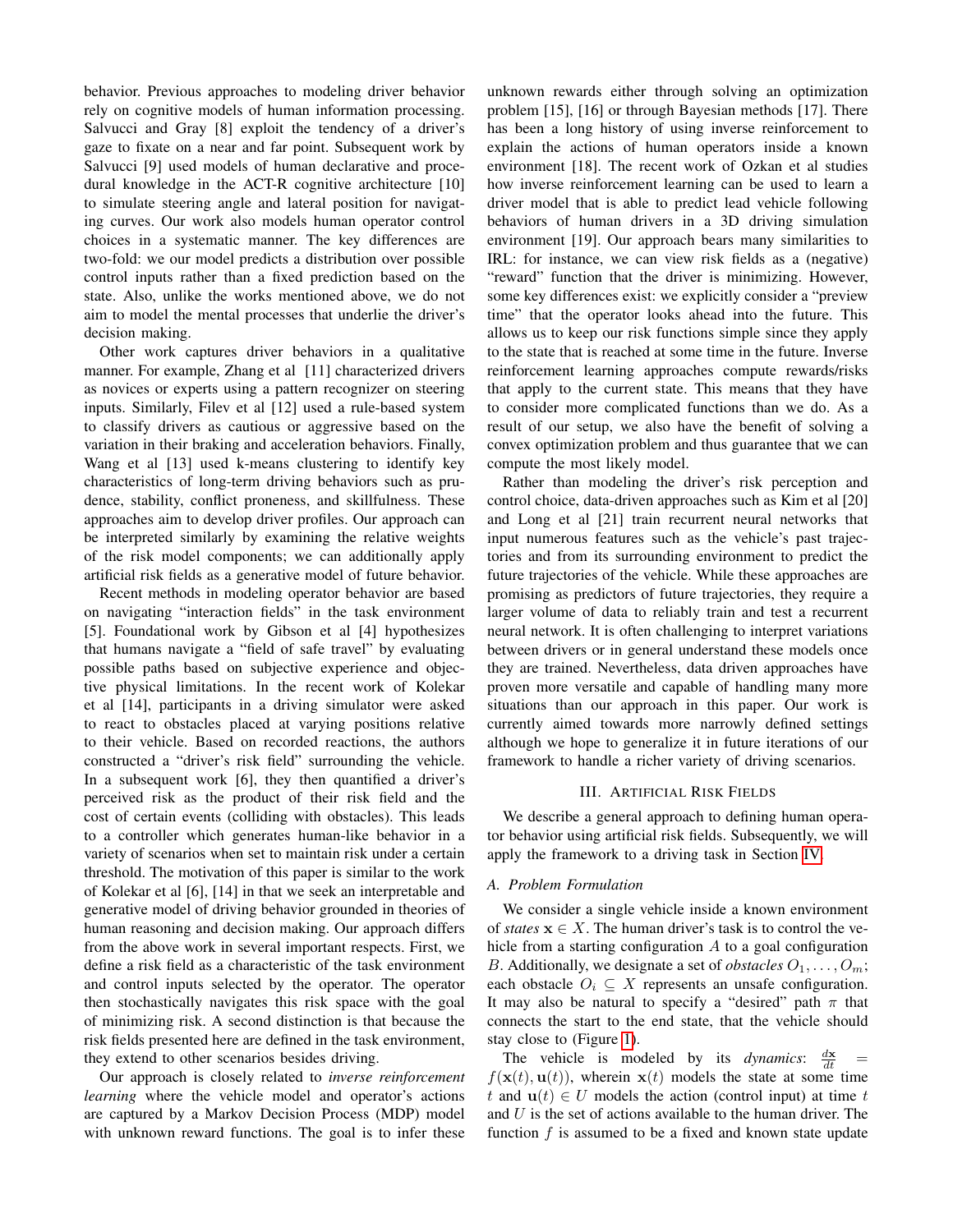behavior. Previous approaches to modeling driver behavior rely on cognitive models of human information processing. Salvucci and Gray [8] exploit the tendency of a driver's gaze to fixate on a near and far point. Subsequent work by Salvucci [9] used models of human declarative and procedural knowledge in the ACT-R cognitive architecture [10] to simulate steering angle and lateral position for navigating curves. Our work also models human operator control choices in a systematic manner. The key differences are two-fold: we our model predicts a distribution over possible control inputs rather than a fixed prediction based on the state. Also, unlike the works mentioned above, we do not aim to model the mental processes that underlie the driver's decision making.

Other work captures driver behaviors in a qualitative manner. For example, Zhang et al [11] characterized drivers as novices or experts using a pattern recognizer on steering inputs. Similarly, Filev et al [12] used a rule-based system to classify drivers as cautious or aggressive based on the variation in their braking and acceleration behaviors. Finally, Wang et al [13] used k-means clustering to identify key characteristics of long-term driving behaviors such as prudence, stability, conflict proneness, and skillfulness. These approaches aim to develop driver profiles. Our approach can be interpreted similarly by examining the relative weights of the risk model components; we can additionally apply artificial risk fields as a generative model of future behavior.

Recent methods in modeling operator behavior are based on navigating "interaction fields" in the task environment [5]. Foundational work by Gibson et al [4] hypothesizes that humans navigate a "field of safe travel" by evaluating possible paths based on subjective experience and objective physical limitations. In the recent work of Kolekar et al [14], participants in a driving simulator were asked to react to obstacles placed at varying positions relative to their vehicle. Based on recorded reactions, the authors constructed a "driver's risk field" surrounding the vehicle. In a subsequent work [6], they then quantified a driver's perceived risk as the product of their risk field and the cost of certain events (colliding with obstacles). This leads to a controller which generates human-like behavior in a variety of scenarios when set to maintain risk under a certain threshold. The motivation of this paper is similar to the work of Kolekar et al [6], [14] in that we seek an interpretable and generative model of driving behavior grounded in theories of human reasoning and decision making. Our approach differs from the above work in several important respects. First, we define a risk field as a characteristic of the task environment and control inputs selected by the operator. The operator then stochastically navigates this risk space with the goal of minimizing risk. A second distinction is that because the risk fields presented here are defined in the task environment, they extend to other scenarios besides driving.

Our approach is closely related to *inverse reinforcement learning* where the vehicle model and operator's actions are captured by a Markov Decision Process (MDP) model with unknown reward functions. The goal is to infer these unknown rewards either through solving an optimization problem [15], [16] or through Bayesian methods [17]. There has been a long history of using inverse reinforcement to explain the actions of human operators inside a known environment [18]. The recent work of Ozkan et al studies how inverse reinforcement learning can be used to learn a driver model that is able to predict lead vehicle following behaviors of human drivers in a 3D driving simulation environment [19]. Our approach bears many similarities to IRL: for instance, we can view risk fields as a (negative) "reward" function that the driver is minimizing. However, some key differences exist: we explicitly consider a "preview time" that the operator looks ahead into the future. This allows us to keep our risk functions simple since they apply to the state that is reached at some time in the future. Inverse reinforcement learning approaches compute rewards/risks that apply to the current state. This means that they have to consider more complicated functions than we do. As a result of our setup, we also have the benefit of solving a convex optimization problem and thus guarantee that we can compute the most likely model.

Rather than modeling the driver's risk perception and control choice, data-driven approaches such as Kim et al [20] and Long et al [21] train recurrent neural networks that input numerous features such as the vehicle's past trajectories and from its surrounding environment to predict the future trajectories of the vehicle. While these approaches are promising as predictors of future trajectories, they require a larger volume of data to reliably train and test a recurrent neural network. It is often challenging to interpret variations between drivers or in general understand these models once they are trained. Nevertheless, data driven approaches have proven more versatile and capable of handling many more situations than our approach in this paper. Our work is currently aimed towards more narrowly defined settings although we hope to generalize it in future iterations of our framework to handle a richer variety of driving scenarios.

## III. Artificial Risk Fields

We describe a general approach to defining human operator behavior using artificial risk fields. Subsequently, we will apply the framework to a driving task in Section IV.

### A. Problem Formulation

We consider a single vehicle inside a known environment of *states* $\mathbf{x} \in X$. The human driver's task is to control the vehicle from a starting configuration $A$ to a goal configuration $B$. Additionally, we designate a set of *obstacles* $O_1, \ldots, O_m$; each obstacle $O_i \subseteq X$ represents an unsafe configuration. It may also be natural to specify a "desired" path $\pi$ that connects the start to the end state, that the vehicle should stay close to (Figure 1).

The vehicle is modeled by its *dynamics*: $\frac{d\mathbf{x}}{dt} = f(\mathbf{x}(t), \mathbf{u}(t))$, wherein $\mathbf{x}(t)$ models the state at some time $t$ and $\mathbf{u}(t) \in U$ models the action (control input) at time $t$ and $U$ is the set of actions available to the human driver. The function $f$ is assumed to be a fixed and known state update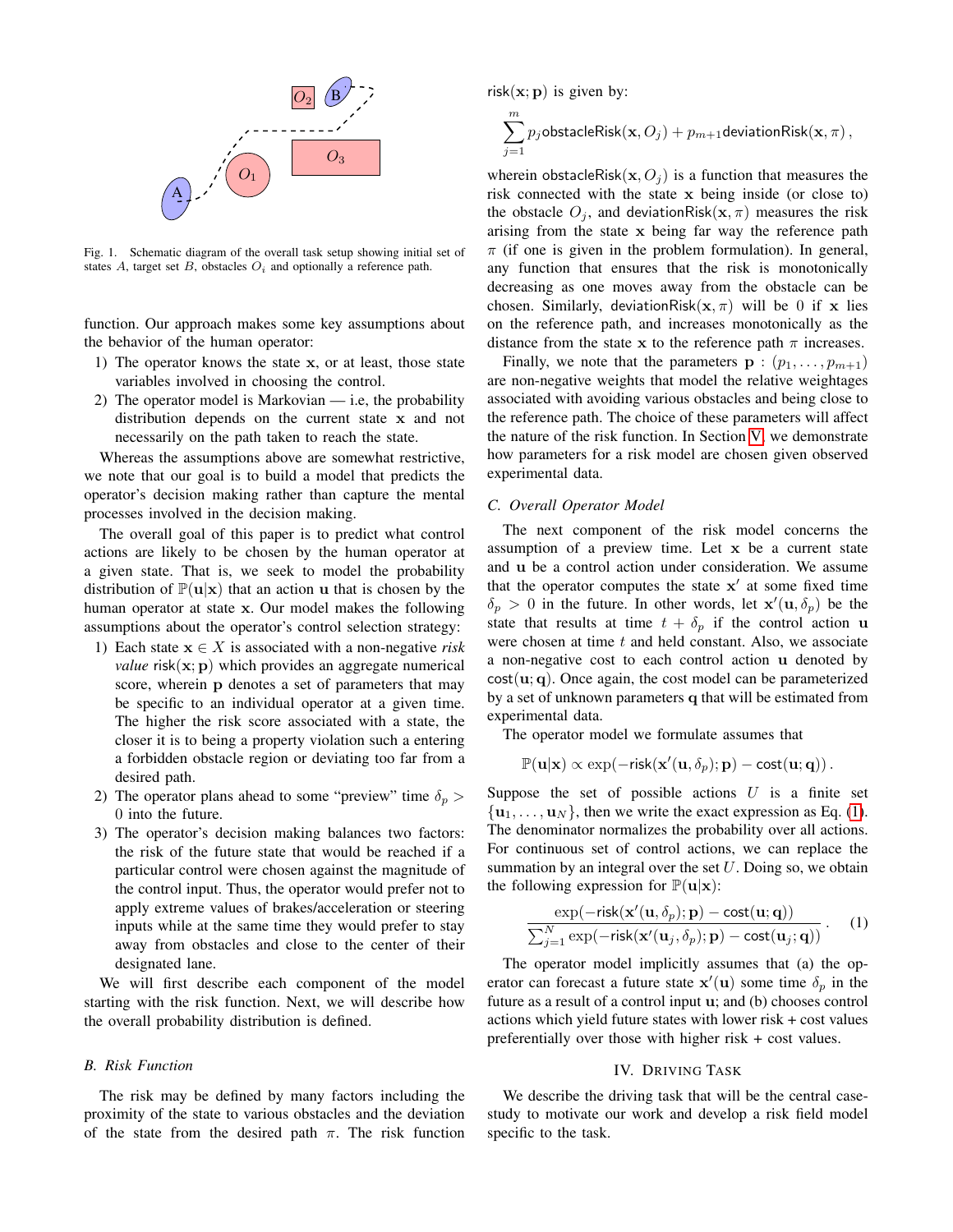Fig. 1. Schematic diagram of the overall task setup showing initial set of states $A$, target set $B$, obstacles $O_i$ and optionally a reference path.

function. Our approach makes some key assumptions about the behavior of the human operator:

1) The operator knows the state $\mathbf{x}$, or at least, those state variables involved in choosing the control.
2) The operator model is Markovian — i.e, the probability distribution depends on the current state $\mathbf{x}$ and not necessarily on the path taken to reach the state.

Whereas the assumptions above are somewhat restrictive, we note that our goal is to build a model that predicts the operator's decision making rather than capture the mental processes involved in the decision making.

The overall goal of this paper is to predict what control actions are likely to be chosen by the human operator at a given state. That is, we seek to model the probability distribution of $\mathbb{P}(\mathbf{u}|\mathbf{x})$ that an action $\mathbf{u}$ that is chosen by the human operator at state $\mathbf{x}$. Our model makes the following assumptions about the operator's control selection strategy:

1) Each state $\mathbf{x} \in X$ is associated with a non-negative *risk value* $\mathsf{risk}(\mathbf{x}; \mathbf{p})$ which provides an aggregate numerical score, wherein $\mathbf{p}$ denotes a set of parameters that may be specific to an individual operator at a given time. The higher the risk score associated with a state, the closer it is to being a property violation such a entering a forbidden obstacle region or deviating too far from a desired path.
2) The operator plans ahead to some "preview" time $\delta_p > 0$ into the future.
3) The operator's decision making balances two factors: the risk of the future state that would be reached if a particular control were chosen against the magnitude of the control input. Thus, the operator would prefer not to apply extreme values of brakes/acceleration or steering inputs while at the same time they would prefer to stay away from obstacles and close to the center of their designated lane.

We will first describe each component of the model starting with the risk function. Next, we will describe how the overall probability distribution is defined.

### B. Risk Function

The risk may be defined by many factors including the proximity of the state to various obstacles and the deviation of the state from the desired path $\pi$. The risk function $\mathsf{risk}(\mathbf{x}; \mathbf{p})$ is given by:

$$\sum_{j=1}^{m} p_j \mathsf{obstacleRisk}(\mathbf{x}, O_j) + p_{m+1} \mathsf{deviationRisk}(\mathbf{x}, \pi)\,,$$

wherein $\mathsf{obstacleRisk}(\mathbf{x}, O_j)$ is a function that measures the risk connected with the state $\mathbf{x}$ being inside (or close to) the obstacle $O_j$, and $\mathsf{deviationRisk}(\mathbf{x}, \pi)$ measures the risk arising from the state $\mathbf{x}$ being far way the reference path $\pi$ (if one is given in the problem formulation). In general, any function that ensures that the risk is monotonically decreasing as one moves away from the obstacle can be chosen. Similarly, $\mathsf{deviationRisk}(\mathbf{x}, \pi)$ will be $0$ if $\mathbf{x}$ lies on the reference path, and increases monotonically as the distance from the state $\mathbf{x}$ to the reference path $\pi$ increases.

Finally, we note that the parameters $\mathbf{p} : (p_1, \ldots, p_{m+1})$ are non-negative weights that model the relative weightages associated with avoiding various obstacles and being close to the reference path. The choice of these parameters will affect the nature of the risk function. In Section V, we demonstrate how parameters for a risk model are chosen given observed experimental data.

### C. Overall Operator Model

The next component of the risk model concerns the assumption of a preview time. Let $\mathbf{x}$ be a current state and $\mathbf{u}$ be a control action under consideration. We assume that the operator computes the state $\mathbf{x}'$ at some fixed time $\delta_p > 0$ in the future. In other words, let $\mathbf{x}'(\mathbf{u}, \delta_p)$ be the state that results at time $t + \delta_p$ if the control action $\mathbf{u}$ were chosen at time $t$ and held constant. Also, we associate a non-negative cost to each control action $\mathbf{u}$ denoted by $\mathsf{cost}(\mathbf{u}; \mathbf{q})$. Once again, the cost model can be parameterized by a set of unknown parameters $\mathbf{q}$ that will be estimated from experimental data.

The operator model we formulate assumes that

$$\mathbb{P}(\mathbf{u}|\mathbf{x}) \propto \exp(-\mathsf{risk}(\mathbf{x}'(\mathbf{u}, \delta_p); \mathbf{p}) - \mathsf{cost}(\mathbf{u}; \mathbf{q}))\,.$$

Suppose the set of possible actions $U$ is a finite set $\{\mathbf{u}_1, \ldots, \mathbf{u}_N\}$, then we write the exact expression as Eq. (1). The denominator normalizes the probability over all actions. For continuous set of control actions, we can replace the summation by an integral over the set $U$. Doing so, we obtain the following expression for $\mathbb{P}(\mathbf{u}|\mathbf{x})$:

$$\frac{\exp(-\mathsf{risk}(\mathbf{x}'(\mathbf{u}, \delta_p); \mathbf{p}) - \mathsf{cost}(\mathbf{u}; \mathbf{q}))}{\sum_{j=1}^{N} \exp(-\mathsf{risk}(\mathbf{x}'(\mathbf{u}_j, \delta_p); \mathbf{p}) - \mathsf{cost}(\mathbf{u}_j; \mathbf{q}))}\,. \quad (1)$$

The operator model implicitly assumes that (a) the operator can forecast a future state $\mathbf{x}'(\mathbf{u})$ some time $\delta_p$ in the future as a result of a control input $\mathbf{u}$; and (b) chooses control actions which yield future states with lower risk + cost values preferentially over those with higher risk + cost values.

## IV. Driving Task

We describe the driving task that will be the central case-study to motivate our work and develop a risk field model specific to the task.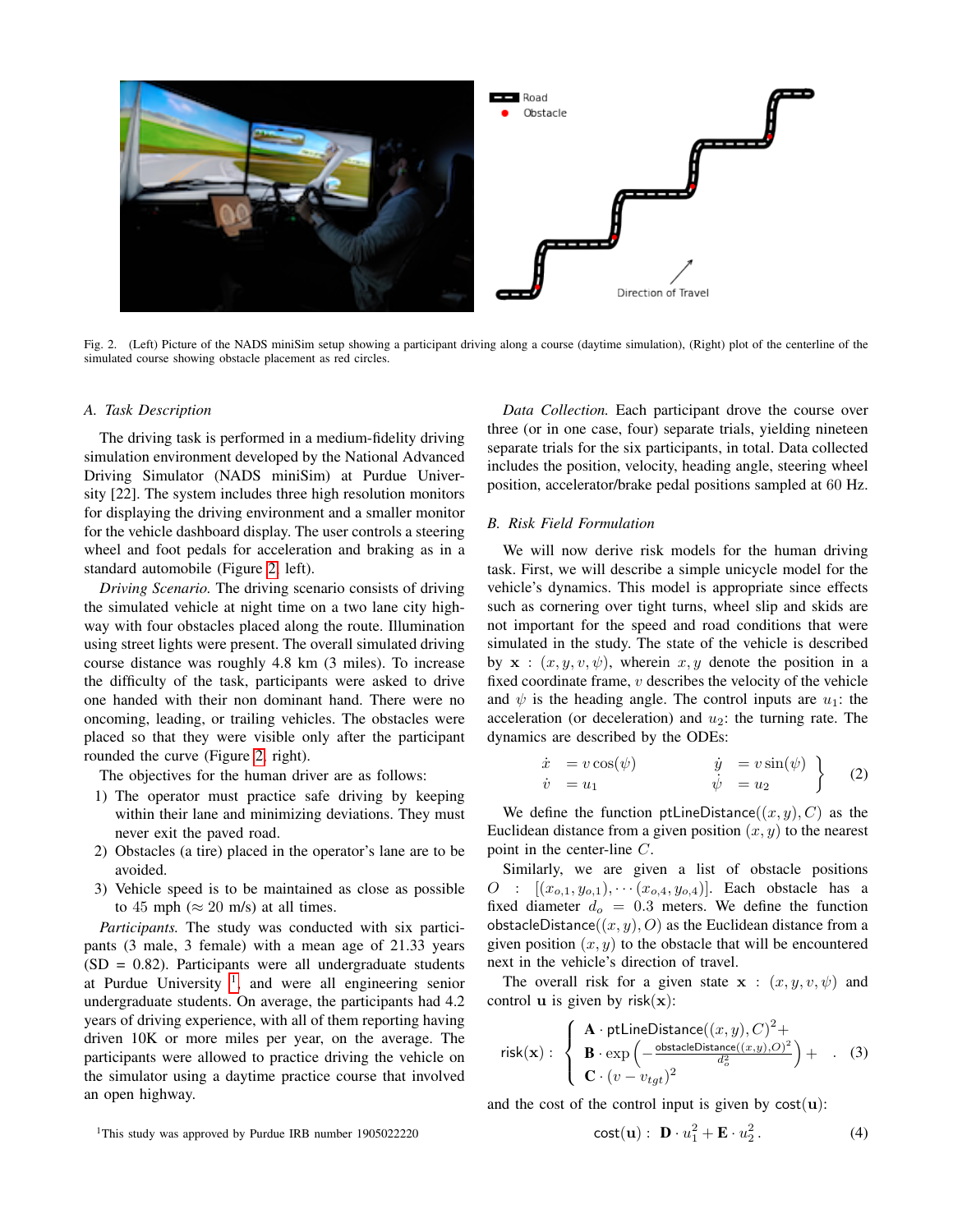Fig. 2. (Left) Picture of the NADS miniSim setup showing a participant driving along a course (daytime simulation), (Right) plot of the centerline of the simulated course showing obstacle placement as red circles.

### A. Task Description

The driving task is performed in a medium-fidelity driving simulation environment developed by the National Advanced Driving Simulator (NADS miniSim) at Purdue University [22]. The system includes three high resolution monitors for displaying the driving environment and a smaller monitor for the vehicle dashboard display. The user controls a steering wheel and foot pedals for acceleration and braking as in a standard automobile (Figure 2, left).

*Driving Scenario.* The driving scenario consists of driving the simulated vehicle at night time on a two lane city highway with four obstacles placed along the route. Illumination using street lights were present. The overall simulated driving course distance was roughly 4.8 km (3 miles). To increase the difficulty of the task, participants were asked to drive one handed with their non dominant hand. There were no oncoming, leading, or trailing vehicles. The obstacles were placed so that they were visible only after the participant rounded the curve (Figure 2, right).

The objectives for the human driver are as follows:

1) The operator must practice safe driving by keeping within their lane and minimizing deviations. They must never exit the paved road.
2) Obstacles (a tire) placed in the operator's lane are to be avoided.
3) Vehicle speed is to be maintained as close as possible to 45 mph ($\approx$ 20 m/s) at all times.

*Participants.* The study was conducted with six participants (3 male, 3 female) with a mean age of 21.33 years (SD = 0.82). Participants were all undergraduate students at Purdue University [1], and were all engineering senior undergraduate students. On average, the participants had 4.2 years of driving experience, with all of them reporting having driven 10K or more miles per year, on the average. The participants were allowed to practice driving the vehicle on the simulator using a daytime practice course that involved an open highway.

[1]This study was approved by Purdue IRB number 1905022220

*Data Collection.* Each participant drove the course over three (or in one case, four) separate trials, yielding nineteen separate trials for the six participants, in total. Data collected includes the position, velocity, heading angle, steering wheel position, accelerator/brake pedal positions sampled at 60 Hz.

### B. Risk Field Formulation

We will now derive risk models for the human driving task. First, we will describe a simple unicycle model for the vehicle's dynamics. This model is appropriate since effects such as cornering over tight turns, wheel slip and skids are not important for the speed and road conditions that were simulated in the study. The state of the vehicle is described by $\mathbf{x}$ : $(x, y, v, \psi)$, wherein $x, y$ denote the position in a fixed coordinate frame, $v$ describes the velocity of the vehicle and $\psi$ is the heading angle. The control inputs are $u_1$: the acceleration (or deceleration) and $u_2$: the turning rate. The dynamics are described by the ODEs:

$$\left.\begin{array}{llll} \dot{x} & = v\cos(\psi) & \dot{y} & = v\sin(\psi) \\ \dot{v} & = u_1 & \dot{\psi} & = u_2 \end{array}\right\} \quad (2)$$

We define the function $\mathsf{ptLineDistance}((x, y), C)$ as the Euclidean distance from a given position $(x, y)$ to the nearest point in the center-line $C$.

Similarly, we are given a list of obstacle positions $O$ : $[(x_{o,1}, y_{o,1}), \cdots (x_{o,4}, y_{o,4})]$. Each obstacle has a fixed diameter $d_o = 0.3$ meters. We define the function $\mathsf{obstacleDistance}((x, y), O)$ as the Euclidean distance from a given position $(x, y)$ to the obstacle that will be encountered next in the vehicle's direction of travel.

The overall risk for a given state $\mathbf{x}$ : $(x, y, v, \psi)$ and control $\mathbf{u}$ is given by $\mathsf{risk}(\mathbf{x})$:

$$\mathsf{risk}(\mathbf{x}) : \left\{ \begin{array}{l} \mathbf{A} \cdot \mathsf{ptLineDistance}((x, y), C)^2 + \\ \mathbf{B} \cdot \exp\left(-\frac{\mathsf{obstacleDistance}((x,y),O)^2}{d_o^2}\right) + \\ \mathbf{C} \cdot (v - v_{tgt})^2 \end{array} \right. . \quad (3)$$

and the cost of the control input is given by $\mathsf{cost}(\mathbf{u})$:

$$\mathsf{cost}(\mathbf{u}) : \mathbf{D} \cdot u_1^2 + \mathbf{E} \cdot u_2^2 . \quad (4)$$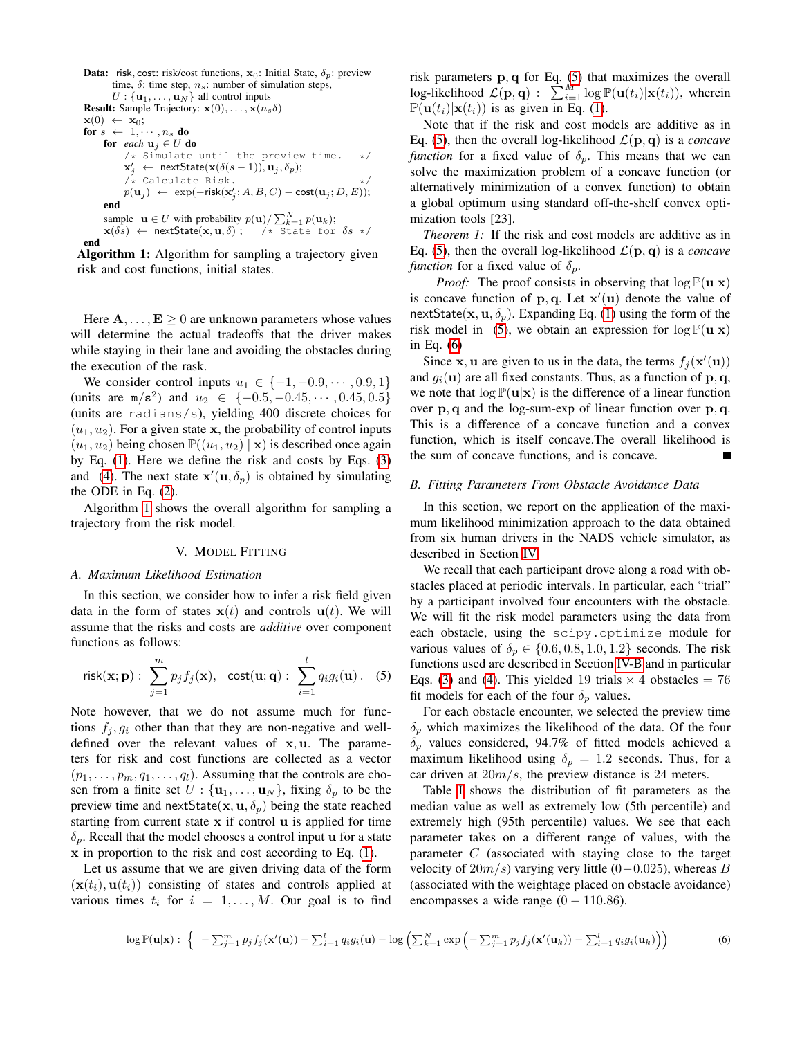```
Data: risk, cost: risk/cost functions, x_0: Initial State, δ_p: preview
      time, δ: time step, n_s: number of simulation steps,
      U : {u_1, ..., u_N} all control inputs
Result: Sample Trajectory: x(0), ..., x(n_s δ)
x(0) ← x_0;
for s ← 1, ..., n_s do
    for each u_j ∈ U do
        /* Simulate until the preview time.    */
        x'_j ← nextState(x(δ(s − 1)), u_j, δ_p);
        /* Calculate Risk.                     */
        p(u_j) ← exp(−risk(x'_j; A, B, C) − cost(u_j; D, E));
    end
    sample u ∈ U with probability p(u)/ Σ_{k=1}^N p(u_k);
    x(δs) ← nextState(x, u, δ) ;    /* State for δs */
end
```

**Algorithm 1:** Algorithm for sampling a trajectory given risk and cost functions, initial states.

Here $\mathbf{A}, \ldots, \mathbf{E} \geq 0$ are unknown parameters whose values will determine the actual tradeoffs that the driver makes while staying in their lane and avoiding the obstacles during the execution of the rask.

We consider control inputs $u_1 \in \{-1, -0.9, \cdots, 0.9, 1\}$ (units are $\mathtt{m/s^2}$) and $u_2 \in \{-0.5, -0.45, \cdots, 0.45, 0.5\}$ (units are radians/s), yielding 400 discrete choices for $(u_1, u_2)$. For a given state $\mathbf{x}$, the probability of control inputs $(u_1, u_2)$ being chosen $\mathbb{P}((u_1, u_2) \mid \mathbf{x})$ is described once again by Eq. (1). Here we define the risk and costs by Eqs. (3) and (4). The next state $\mathbf{x}'(\mathbf{u}, \delta_p)$ is obtained by simulating the ODE in Eq. (2).

Algorithm 1 shows the overall algorithm for sampling a trajectory from the risk model.

## V. Model Fitting

### A. Maximum Likelihood Estimation

In this section, we consider how to infer a risk field given data in the form of states $\mathbf{x}(t)$ and controls $\mathbf{u}(t)$. We will assume that the risks and costs are *additive* over component functions as follows:

$$\mathsf{risk}(\mathbf{x}; \mathbf{p}) : \sum_{j=1}^{m} p_j f_j(\mathbf{x}), \quad \mathsf{cost}(\mathbf{u}; \mathbf{q}) : \sum_{i=1}^{l} q_i g_i(\mathbf{u}) . \tag{5}$$

Note however, that we do not assume much for functions $f_j, g_i$ other than that they are non-negative and well-defined over the relevant values of $\mathbf{x}, \mathbf{u}$. The parameters for risk and cost functions are collected as a vector $(p_1, \ldots, p_m, q_1, \ldots, q_l)$. Assuming that the controls are chosen from a finite set $U : \{\mathbf{u}_1, \ldots, \mathbf{u}_N\}$, fixing $\delta_p$ to be the preview time and $\mathsf{nextState}(\mathbf{x}, \mathbf{u}, \delta_p)$ being the state reached starting from current state $\mathbf{x}$ if control $\mathbf{u}$ is applied for time $\delta_p$. Recall that the model chooses a control input $\mathbf{u}$ for a state $\mathbf{x}$ in proportion to the risk and cost according to Eq. (1).

Let us assume that we are given driving data of the form $(\mathbf{x}(t_i), \mathbf{u}(t_i))$ consisting of states and controls applied at various times $t_i$ for $i = 1, \ldots, M$. Our goal is to find risk parameters $\mathbf{p}, \mathbf{q}$ for Eq. (5) that maximizes the overall log-likelihood $\mathcal{L}(\mathbf{p}, \mathbf{q}) : \sum_{i=1}^{M} \log \mathbb{P}(\mathbf{u}(t_i) | \mathbf{x}(t_i))$, wherein $\mathbb{P}(\mathbf{u}(t_i) | \mathbf{x}(t_i))$ is as given in Eq. (1).

Note that if the risk and cost models are additive as in Eq. (5), then the overall log-likelihood $\mathcal{L}(\mathbf{p}, \mathbf{q})$ is a *concave function* for a fixed value of $\delta_p$. This means that we can solve the maximization problem of a concave function (or alternatively minimization of a convex function) to obtain a global optimum using standard off-the-shelf convex optimization tools [23].

*Theorem 1:* If the risk and cost models are additive as in Eq. (5), then the overall log-likelihood $\mathcal{L}(\mathbf{p}, \mathbf{q})$ is a *concave function* for a fixed value of $\delta_p$.

*Proof:* The proof consists in observing that $\log \mathbb{P}(\mathbf{u}|\mathbf{x})$ is concave function of $\mathbf{p}, \mathbf{q}$. Let $\mathbf{x}'(\mathbf{u})$ denote the value of $\mathsf{nextState}(\mathbf{x}, \mathbf{u}, \delta_p)$. Expanding Eq. (1) using the form of the risk model in (5), we obtain an expression for $\log \mathbb{P}(\mathbf{u}|\mathbf{x})$ in Eq. (6)

Since $\mathbf{x}, \mathbf{u}$ are given to us in the data, the terms $f_j(\mathbf{x}'(\mathbf{u}))$ and $g_i(\mathbf{u})$ are all fixed constants. Thus, as a function of $\mathbf{p}, \mathbf{q}$, we note that $\log \mathbb{P}(\mathbf{u}|\mathbf{x})$ is the difference of a linear function over $\mathbf{p}, \mathbf{q}$ and the log-sum-exp of linear function over $\mathbf{p}, \mathbf{q}$. This is a difference of a concave function and a convex function, which is itself concave.The overall likelihood is the sum of concave functions, and is concave. ∎

### B. Fitting Parameters From Obstacle Avoidance Data

In this section, we report on the application of the maximum likelihood minimization approach to the data obtained from six human drivers in the NADS vehicle simulator, as described in Section IV.

We recall that each participant drove along a road with obstacles placed at periodic intervals. In particular, each "trial" by a participant involved four encounters with the obstacle. We will fit the risk model parameters using the data from each obstacle, using the scipy.optimize module for various values of $\delta_p \in \{0.6, 0.8, 1.0, 1.2\}$ seconds. The risk functions used are described in Section IV-B and in particular Eqs. (3) and (4). This yielded 19 trials $\times$ 4 obstacles $= 76$ fit models for each of the four $\delta_p$ values.

For each obstacle encounter, we selected the preview time $\delta_p$ which maximizes the likelihood of the data. Of the four $\delta_p$ values considered, 94.7% of fitted models achieved a maximum likelihood using $\delta_p = 1.2$ seconds. Thus, for a car driven at $20m/s$, the preview distance is 24 meters.

Table I shows the distribution of fit parameters as the median value as well as extremely low (5th percentile) and extremely high (95th percentile) values. We see that each parameter takes on a different range of values, with the parameter $C$ (associated with staying close to the target velocity of $20m/s$) varying very little $(0-0.025)$, whereas $B$ (associated with the weightage placed on obstacle avoidance) encompasses a wide range $(0 - 110.86)$.

$$\log \mathbb{P}(\mathbf{u}|\mathbf{x}) : \left\{ \; -\sum_{j=1}^{m} p_j f_j(\mathbf{x}'(\mathbf{u})) - \sum_{i=1}^{l} q_i g_i(\mathbf{u}) - \log \left( \sum_{k=1}^{N} \exp \left( -\sum_{j=1}^{m} p_j f_j(\mathbf{x}'(\mathbf{u}_k)) - \sum_{i=1}^{l} q_i g_i(\mathbf{u}_k) \right) \right) \right. \tag{6}$$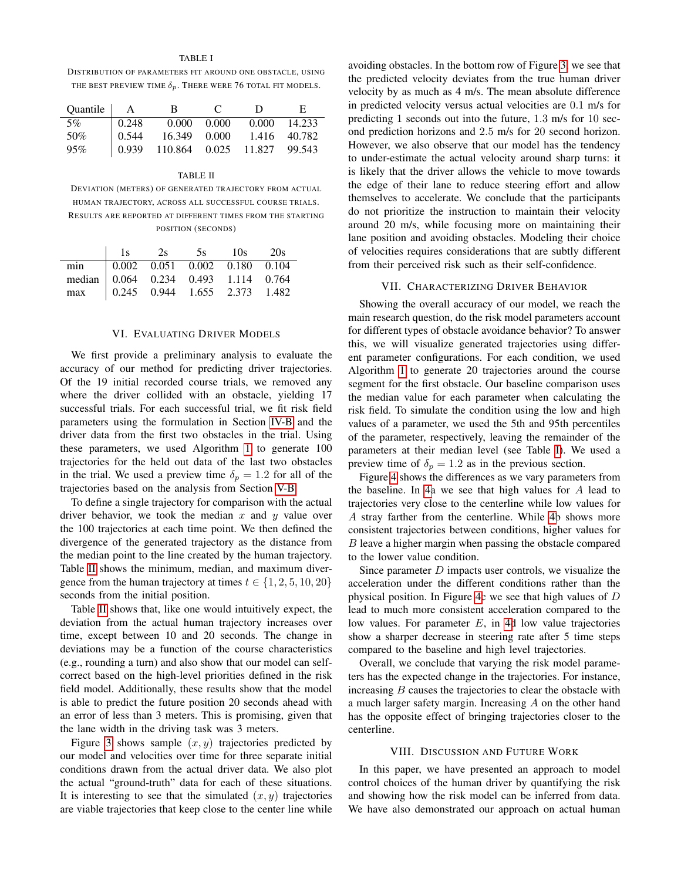TABLE I

DISTRIBUTION OF PARAMETERS FIT AROUND ONE OBSTACLE, USING THE BEST PREVIEW TIME $\delta_p$. THERE WERE 76 TOTAL FIT MODELS.

| Quantile | A | B | C | D | E |
|---|---|---|---|---|---|
| 5% | 0.248 | 0.000 | 0.000 | 0.000 | 14.233 |
| 50% | 0.544 | 16.349 | 0.000 | 1.416 | 40.782 |
| 95% | 0.939 | 110.864 | 0.025 | 11.827 | 99.543 |

TABLE II

DEVIATION (METERS) OF GENERATED TRAJECTORY FROM ACTUAL HUMAN TRAJECTORY, ACROSS ALL SUCCESSFUL COURSE TRIALS. RESULTS ARE REPORTED AT DIFFERENT TIMES FROM THE STARTING POSITION (SECONDS)

| | 1s | 2s | 5s | 10s | 20s |
|---|---|---|---|---|---|
| min | 0.002 | 0.051 | 0.002 | 0.180 | 0.104 |
| median | 0.064 | 0.234 | 0.493 | 1.114 | 0.764 |
| max | 0.245 | 0.944 | 1.655 | 2.373 | 1.482 |

## VI. EVALUATING DRIVER MODELS

We first provide a preliminary analysis to evaluate the accuracy of our method for predicting driver trajectories. Of the 19 initial recorded course trials, we removed any where the driver collided with an obstacle, yielding 17 successful trials. For each successful trial, we fit risk field parameters using the formulation in Section IV-B and the driver data from the first two obstacles in the trial. Using these parameters, we used Algorithm 1 to generate 100 trajectories for the held out data of the last two obstacles in the trial. We used a preview time $\delta_p = 1.2$ for all of the trajectories based on the analysis from Section V-B.

To define a single trajectory for comparison with the actual driver behavior, we took the median $x$ and $y$ value over the 100 trajectories at each time point. We then defined the divergence of the generated trajectory as the distance from the median point to the line created by the human trajectory. Table II shows the minimum, median, and maximum divergence from the human trajectory at times $t \in \{1, 2, 5, 10, 20\}$ seconds from the initial position.

Table II shows that, like one would intuitively expect, the deviation from the actual human trajectory increases over time, except between 10 and 20 seconds. The change in deviations may be a function of the course characteristics (e.g., rounding a turn) and also show that our model can self-correct based on the high-level priorities defined in the risk field model. Additionally, these results show that the model is able to predict the future position 20 seconds ahead with an error of less than 3 meters. This is promising, given that the lane width in the driving task was 3 meters.

Figure 3 shows sample $(x, y)$ trajectories predicted by our model and velocities over time for three separate initial conditions drawn from the actual driver data. We also plot the actual "ground-truth" data for each of these situations. It is interesting to see that the simulated $(x, y)$ trajectories are viable trajectories that keep close to the center line while avoiding obstacles. In the bottom row of Figure 3, we see that the predicted velocity deviates from the true human driver velocity by as much as 4 m/s. The mean absolute difference in predicted velocity versus actual velocities are 0.1 m/s for predicting 1 seconds out into the future, 1.3 m/s for 10 second prediction horizons and 2.5 m/s for 20 second horizon. However, we also observe that our model has the tendency to under-estimate the actual velocity around sharp turns: it is likely that the driver allows the vehicle to move towards the edge of their lane to reduce steering effort and allow themselves to accelerate. We conclude that the participants do not prioritize the instruction to maintain their velocity around 20 m/s, while focusing more on maintaining their lane position and avoiding obstacles. Modeling their choice of velocities requires considerations that are subtly different from their perceived risk such as their self-confidence.

## VII. CHARACTERIZING DRIVER BEHAVIOR

Showing the overall accuracy of our model, we reach the main research question, do the risk model parameters account for different types of obstacle avoidance behavior? To answer this, we will visualize generated trajectories using different parameter configurations. For each condition, we used Algorithm 1 to generate 20 trajectories around the course segment for the first obstacle. Our baseline comparison uses the median value for each parameter when calculating the risk field. To simulate the condition using the low and high values of a parameter, we used the 5th and 95th percentiles of the parameter, respectively, leaving the remainder of the parameters at their median level (see Table I). We used a preview time of $\delta_p = 1.2$ as in the previous section.

Figure 4 shows the differences as we vary parameters from the baseline. In 4a we see that high values for $A$ lead to trajectories very close to the centerline while low values for $A$ stray farther from the centerline. While 4b shows more consistent trajectories between conditions, higher values for $B$ leave a higher margin when passing the obstacle compared to the lower value condition.

Since parameter $D$ impacts user controls, we visualize the acceleration under the different conditions rather than the physical position. In Figure 4c we see that high values of $D$ lead to much more consistent acceleration compared to the low values. For parameter $E$, in 4d low value trajectories show a sharper decrease in steering rate after 5 time steps compared to the baseline and high level trajectories.

Overall, we conclude that varying the risk model parameters has the expected change in the trajectories. For instance, increasing $B$ causes the trajectories to clear the obstacle with a much larger safety margin. Increasing $A$ on the other hand has the opposite effect of bringing trajectories closer to the centerline.

## VIII. DISCUSSION AND FUTURE WORK

In this paper, we have presented an approach to model control choices of the human driver by quantifying the risk and showing how the risk model can be inferred from data. We have also demonstrated our approach on actual human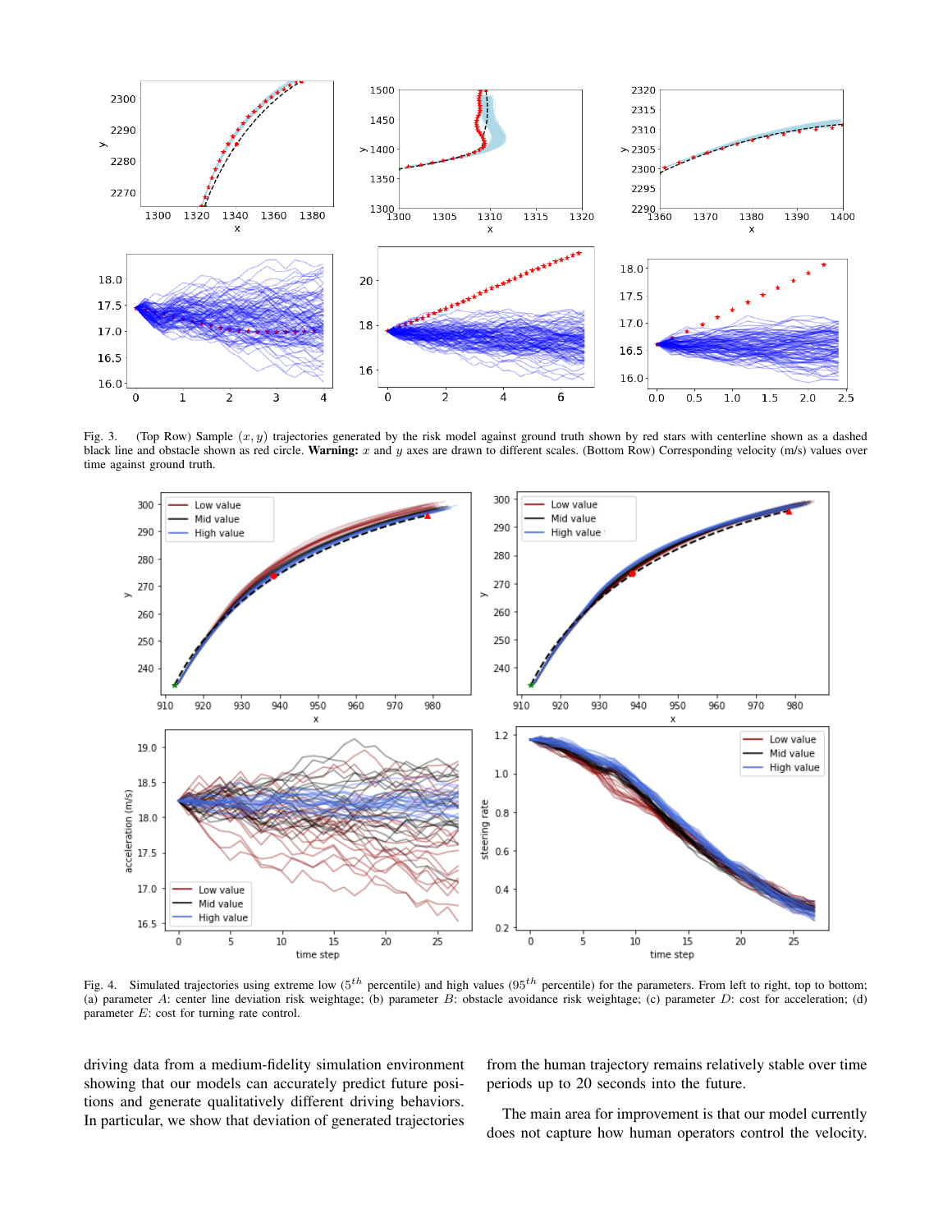Fig. 3. (Top Row) Sample $(x, y)$ trajectories generated by the risk model against ground truth shown by red stars with centerline shown as a dashed black line and obstacle shown as red circle. **Warning:** $x$ and $y$ axes are drawn to different scales. (Bottom Row) Corresponding velocity (m/s) values over time against ground truth.

Fig. 4. Simulated trajectories using extreme low ($5^{th}$ percentile) and high values ($95^{th}$ percentile) for the parameters. From left to right, top to bottom; (a) parameter $A$: center line deviation risk weightage; (b) parameter $B$: obstacle avoidance risk weightage; (c) parameter $D$: cost for acceleration; (d) parameter $E$: cost for turning rate control.

driving data from a medium-fidelity simulation environment showing that our models can accurately predict future positions and generate qualitatively different driving behaviors. In particular, we show that deviation of generated trajectories from the human trajectory remains relatively stable over time periods up to 20 seconds into the future.

The main area for improvement is that our model currently does not capture how human operators control the velocity.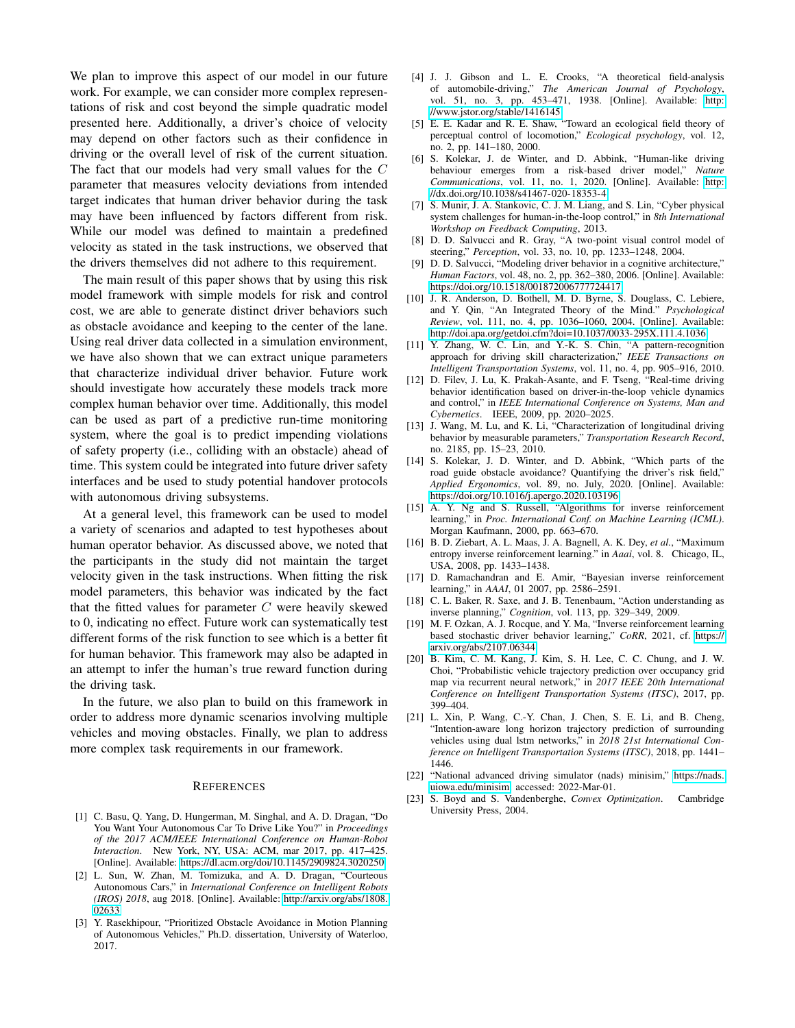We plan to improve this aspect of our model in our future work. For example, we can consider more complex representations of risk and cost beyond the simple quadratic model presented here. Additionally, a driver's choice of velocity may depend on other factors such as their confidence in driving or the overall level of risk of the current situation. The fact that our models had very small values for the $C$ parameter that measures velocity deviations from intended target indicates that human driver behavior during the task may have been influenced by factors different from risk. While our model was defined to maintain a predefined velocity as stated in the task instructions, we observed that the drivers themselves did not adhere to this requirement.

The main result of this paper shows that by using this risk model framework with simple models for risk and control cost, we are able to generate distinct driver behaviors such as obstacle avoidance and keeping to the center of the lane. Using real driver data collected in a simulation environment, we have also shown that we can extract unique parameters that characterize individual driver behavior. Future work should investigate how accurately these models track more complex human behavior over time. Additionally, this model can be used as part of a predictive run-time monitoring system, where the goal is to predict impending violations of safety property (i.e., colliding with an obstacle) ahead of time. This system could be integrated into future driver safety interfaces and be used to study potential handover protocols with autonomous driving subsystems.

At a general level, this framework can be used to model a variety of scenarios and adapted to test hypotheses about human operator behavior. As discussed above, we noted that the participants in the study did not maintain the target velocity given in the task instructions. When fitting the risk model parameters, this behavior was indicated by the fact that the fitted values for parameter $C$ were heavily skewed to 0, indicating no effect. Future work can systematically test different forms of the risk function to see which is a better fit for human behavior. This framework may also be adapted in an attempt to infer the human's true reward function during the driving task.

In the future, we also plan to build on this framework in order to address more dynamic scenarios involving multiple vehicles and moving obstacles. Finally, we plan to address more complex task requirements in our framework.

## References

[1] C. Basu, Q. Yang, D. Hungerman, M. Singhal, and A. D. Dragan, "Do You Want Your Autonomous Car To Drive Like You?" in *Proceedings of the 2017 ACM/IEEE International Conference on Human-Robot Interaction*. New York, NY, USA: ACM, mar 2017, pp. 417–425. [Online]. Available: https://dl.acm.org/doi/10.1145/2909824.3020250

[2] L. Sun, W. Zhan, M. Tomizuka, and A. D. Dragan, "Courteous Autonomous Cars," in *International Conference on Intelligent Robots (IROS) 2018*, aug 2018. [Online]. Available: http://arxiv.org/abs/1808.02633

[3] Y. Rasekhipour, "Prioritized Obstacle Avoidance in Motion Planning of Autonomous Vehicles," Ph.D. dissertation, University of Waterloo, 2017.

[4] J. J. Gibson and L. E. Crooks, "A theoretical field-analysis of automobile-driving," *The American Journal of Psychology*, vol. 51, no. 3, pp. 453–471, 1938. [Online]. Available: http://www.jstor.org/stable/1416145

[5] E. E. Kadar and R. E. Shaw, "Toward an ecological field theory of perceptual control of locomotion," *Ecological psychology*, vol. 12, no. 2, pp. 141–180, 2000.

[6] S. Kolekar, J. de Winter, and D. Abbink, "Human-like driving behaviour emerges from a risk-based driver model," *Nature Communications*, vol. 11, no. 1, 2020. [Online]. Available: http://dx.doi.org/10.1038/s41467-020-18353-4

[7] S. Munir, J. A. Stankovic, C. J. M. Liang, and S. Lin, "Cyber physical system challenges for human-in-the-loop control," in *8th International Workshop on Feedback Computing*, 2013.

[8] D. D. Salvucci and R. Gray, "A two-point visual control model of steering," *Perception*, vol. 33, no. 10, pp. 1233–1248, 2004.

[9] D. D. Salvucci, "Modeling driver behavior in a cognitive architecture," *Human Factors*, vol. 48, no. 2, pp. 362–380, 2006. [Online]. Available: https://doi.org/10.1518/001872006777724417

[10] J. R. Anderson, D. Bothell, M. D. Byrne, S. Douglass, C. Lebiere, and Y. Qin, "An Integrated Theory of the Mind." *Psychological Review*, vol. 111, no. 4, pp. 1036–1060, 2004. [Online]. Available: http://doi.apa.org/getdoi.cfm?doi=10.1037/0033-295X.111.4.1036

[11] Y. Zhang, W. C. Lin, and Y.-K. S. Chin, "A pattern-recognition approach for driving skill characterization," *IEEE Transactions on Intelligent Transportation Systems*, vol. 11, no. 4, pp. 905–916, 2010.

[12] D. Filev, J. Lu, K. Prakah-Asante, and F. Tseng, "Real-time driving behavior identification based on driver-in-the-loop vehicle dynamics and control," in *IEEE International Conference on Systems, Man and Cybernetics*. IEEE, 2009, pp. 2020–2025.

[13] J. Wang, M. Lu, and K. Li, "Characterization of longitudinal driving behavior by measurable parameters," *Transportation Research Record*, no. 2185, pp. 15–23, 2010.

[14] S. Kolekar, J. D. Winter, and D. Abbink, "Which parts of the road guide obstacle avoidance? Quantifying the driver's risk field," *Applied Ergonomics*, vol. 89, no. July, 2020. [Online]. Available: https://doi.org/10.1016/j.apergo.2020.103196

[15] A. Y. Ng and S. Russell, "Algorithms for inverse reinforcement learning," in *Proc. International Conf. on Machine Learning (ICML)*. Morgan Kaufmann, 2000, pp. 663–670.

[16] B. D. Ziebart, A. L. Maas, J. A. Bagnell, A. K. Dey, *et al.*, "Maximum entropy inverse reinforcement learning." in *Aaai*, vol. 8. Chicago, IL, USA, 2008, pp. 1433–1438.

[17] D. Ramachandran and E. Amir, "Bayesian inverse reinforcement learning." in *AAAI*, 01 2007, pp. 2586–2591.

[18] C. L. Baker, R. Saxe, and J. B. Tenenbaum, "Action understanding as inverse planning," *Cognition*, vol. 113, pp. 329–349, 2009.

[19] M. F. Ozkan, A. J. Rocque, and Y. Ma, "Inverse reinforcement learning based stochastic driver behavior learning," *CoRR*, 2021, cf. https://arxiv.org/abs/2107.06344

[20] B. Kim, C. M. Kang, J. Kim, S. H. Lee, C. C. Chung, and J. W. Choi, "Probabilistic vehicle trajectory prediction over occupancy grid map via recurrent neural network," in *2017 IEEE 20th International Conference on Intelligent Transportation Systems (ITSC)*, 2017, pp. 399–404.

[21] L. Xin, P. Wang, C.-Y. Chan, J. Chen, S. E. Li, and B. Cheng, "Intention-aware long horizon trajectory prediction of surrounding vehicles using dual lstm networks," in *2018 21st International Conference on Intelligent Transportation Systems (ITSC)*, 2018, pp. 1441–1446.

[22] "National advanced driving simulator (nads) minisim," https://nads.uiowa.edu/minisim, accessed: 2022-Mar-01.

[23] S. Boyd and S. Vandenberghe, *Convex Optimization*. Cambridge University Press, 2004.